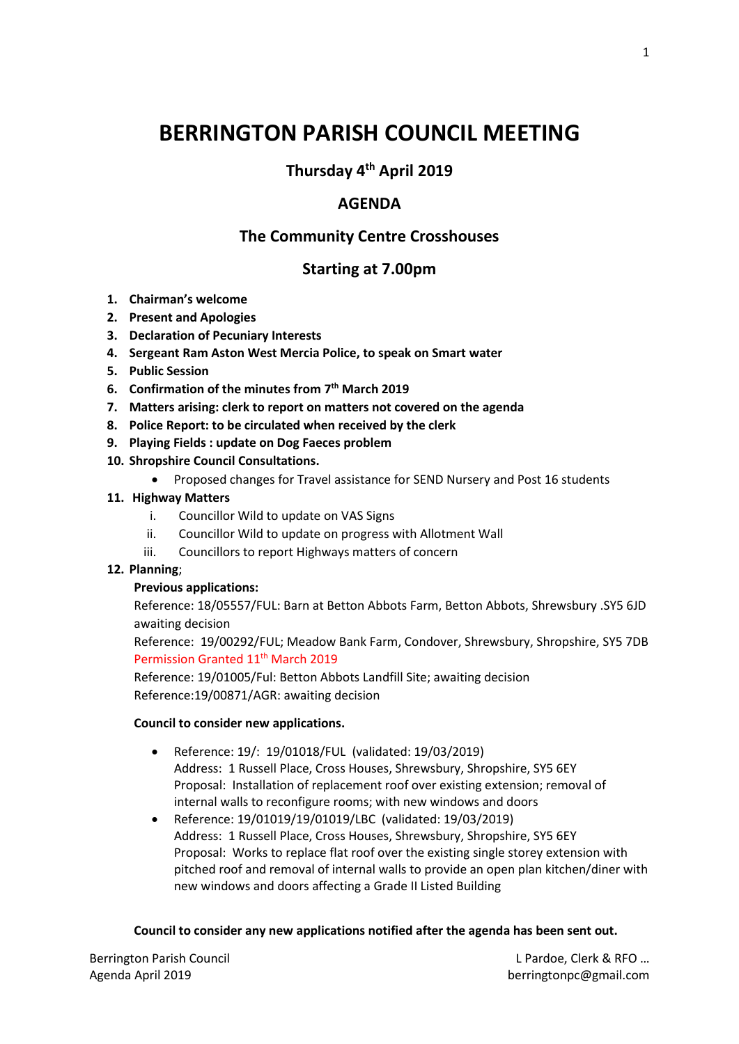# BERRINGTON PARISH COUNCIL MEETING

## Thursday 4th April 2019

## AGENDA

## The Community Centre Crosshouses

## Starting at 7.00pm

1. **Chairman's welcome**
2. **Present and Apologies**
3. **Declaration of Pecuniary Interests**
4. **Sergeant Ram Aston West Mercia Police, to speak on Smart water**
5. **Public Session**
6. **Confirmation of the minutes from 7th March 2019**
7. **Matters arising: clerk to report on matters not covered on the agenda**
8. **Police Report: to be circulated when received by the clerk**
9. **Playing Fields : update on Dog Faeces problem**
10. **Shropshire Council Consultations.**
    - Proposed changes for Travel assistance for SEND Nursery and Post 16 students
11. **Highway Matters**
    i. Councillor Wild to update on VAS Signs
    ii. Councillor Wild to update on progress with Allotment Wall
    iii. Councillors to report Highways matters of concern
12. **Planning**;

    **Previous applications:**

    Reference: 18/05557/FUL: Barn at Betton Abbots Farm, Betton Abbots, Shrewsbury .SY5 6JD awaiting decision

    Reference: 19/00292/FUL; Meadow Bank Farm, Condover, Shrewsbury, Shropshire, SY5 7DB Permission Granted 11th March 2019

    Reference: 19/01005/Ful: Betton Abbots Landfill Site; awaiting decision

    Reference:19/00871/AGR: awaiting decision

    **Council to consider new applications.**

    - Reference: 19/: 19/01018/FUL (validated: 19/03/2019)
      Address: 1 Russell Place, Cross Houses, Shrewsbury, Shropshire, SY5 6EY
      Proposal: Installation of replacement roof over existing extension; removal of internal walls to reconfigure rooms; with new windows and doors
    - Reference: 19/01019/19/01019/LBC (validated: 19/03/2019)
      Address: 1 Russell Place, Cross Houses, Shrewsbury, Shropshire, SY5 6EY
      Proposal: Works to replace flat roof over the existing single storey extension with pitched roof and removal of internal walls to provide an open plan kitchen/diner with new windows and doors affecting a Grade II Listed Building

    **Council to consider any new applications notified after the agenda has been sent out.**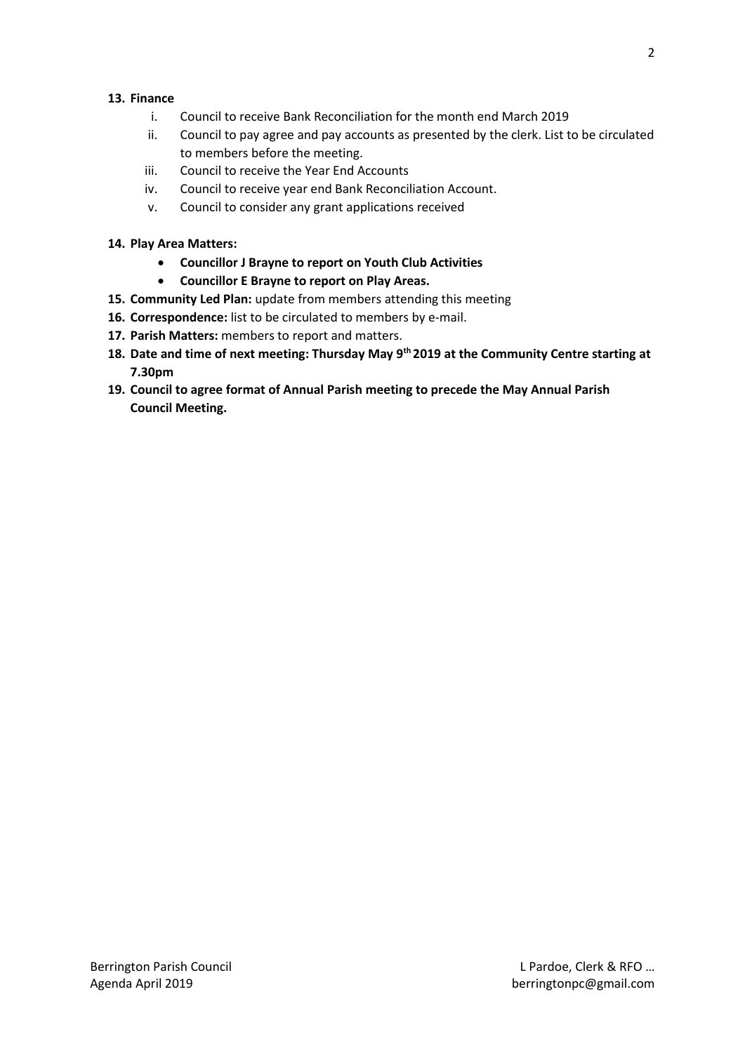13. **Finance**
    1. Council to receive Bank Reconciliation for the month end March 2019
    2. Council to pay agree and pay accounts as presented by the clerk. List to be circulated to members before the meeting.
    3. Council to receive the Year End Accounts
    4. Council to receive year end Bank Reconciliation Account.
    5. Council to consider any grant applications received

14. **Play Area Matters:**
    - **Councillor J Brayne to report on Youth Club Activities**
    - **Councillor E Brayne to report on Play Areas.**
15. **Community Led Plan:** update from members attending this meeting
16. **Correspondence:** list to be circulated to members by e-mail.
17. **Parish Matters:** members to report and matters.
18. **Date and time of next meeting: Thursday May 9th 2019 at the Community Centre starting at 7.30pm**
19. **Council to agree format of Annual Parish meeting to precede the May Annual Parish Council Meeting.**